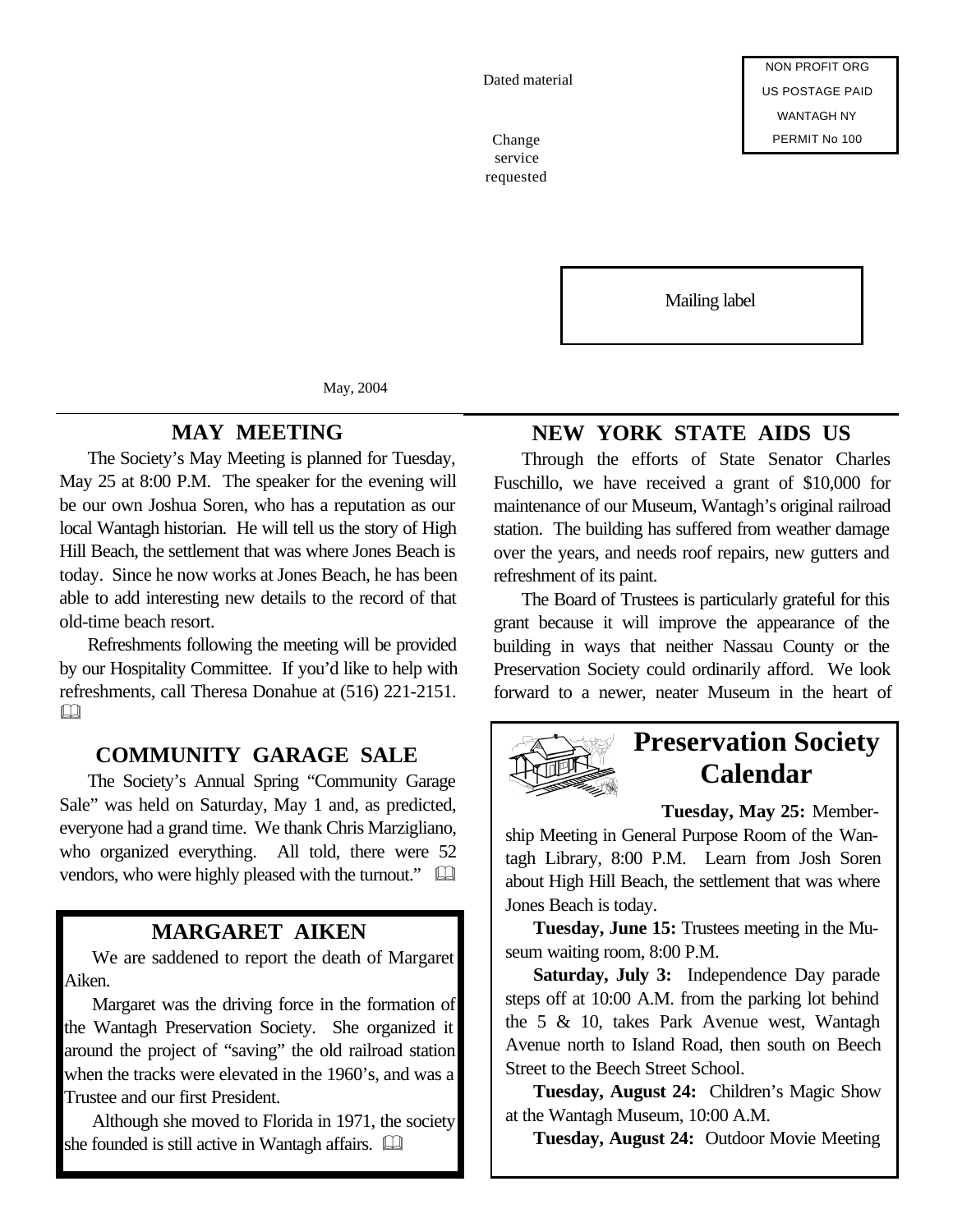Dated material

Change service requested

NON PROFIT ORG
US POSTAGE PAID
WANTAGH NY
PERMIT No 100

Mailing label

May, 2004

## MAY MEETING

The Society's May Meeting is planned for Tuesday, May 25 at 8:00 P.M. The speaker for the evening will be our own Joshua Soren, who has a reputation as our local Wantagh historian. He will tell us the story of High Hill Beach, the settlement that was where Jones Beach is today. Since he now works at Jones Beach, he has been able to add interesting new details to the record of that old-time beach resort.

Refreshments following the meeting will be provided by our Hospitality Committee. If you'd like to help with refreshments, call Theresa Donahue at (516) 221-2151.

## COMMUNITY GARAGE SALE

The Society's Annual Spring "Community Garage Sale" was held on Saturday, May 1 and, as predicted, everyone had a grand time. We thank Chris Marzigliano, who organized everything. All told, there were 52 vendors, who were highly pleased with the turnout."

## MARGARET AIKEN

We are saddened to report the death of Margaret Aiken.

Margaret was the driving force in the formation of the Wantagh Preservation Society. She organized it around the project of "saving" the old railroad station when the tracks were elevated in the 1960's, and was a Trustee and our first President.

Although she moved to Florida in 1971, the society she founded is still active in Wantagh affairs.

## NEW YORK STATE AIDS US

Through the efforts of State Senator Charles Fuschillo, we have received a grant of $10,000 for maintenance of our Museum, Wantagh's original railroad station. The building has suffered from weather damage over the years, and needs roof repairs, new gutters and refreshment of its paint.

The Board of Trustees is particularly grateful for this grant because it will improve the appearance of the building in ways that neither Nassau County or the Preservation Society could ordinarily afford. We look forward to a newer, neater Museum in the heart of

## Preservation Society Calendar

**Tuesday, May 25:** Membership Meeting in General Purpose Room of the Wantagh Library, 8:00 P.M. Learn from Josh Soren about High Hill Beach, the settlement that was where Jones Beach is today.

**Tuesday, June 15:** Trustees meeting in the Museum waiting room, 8:00 P.M.

**Saturday, July 3:** Independence Day parade steps off at 10:00 A.M. from the parking lot behind the 5 & 10, takes Park Avenue west, Wantagh Avenue north to Island Road, then south on Beech Street to the Beech Street School.

**Tuesday, August 24:** Children's Magic Show at the Wantagh Museum, 10:00 A.M.

**Tuesday, August 24:** Outdoor Movie Meeting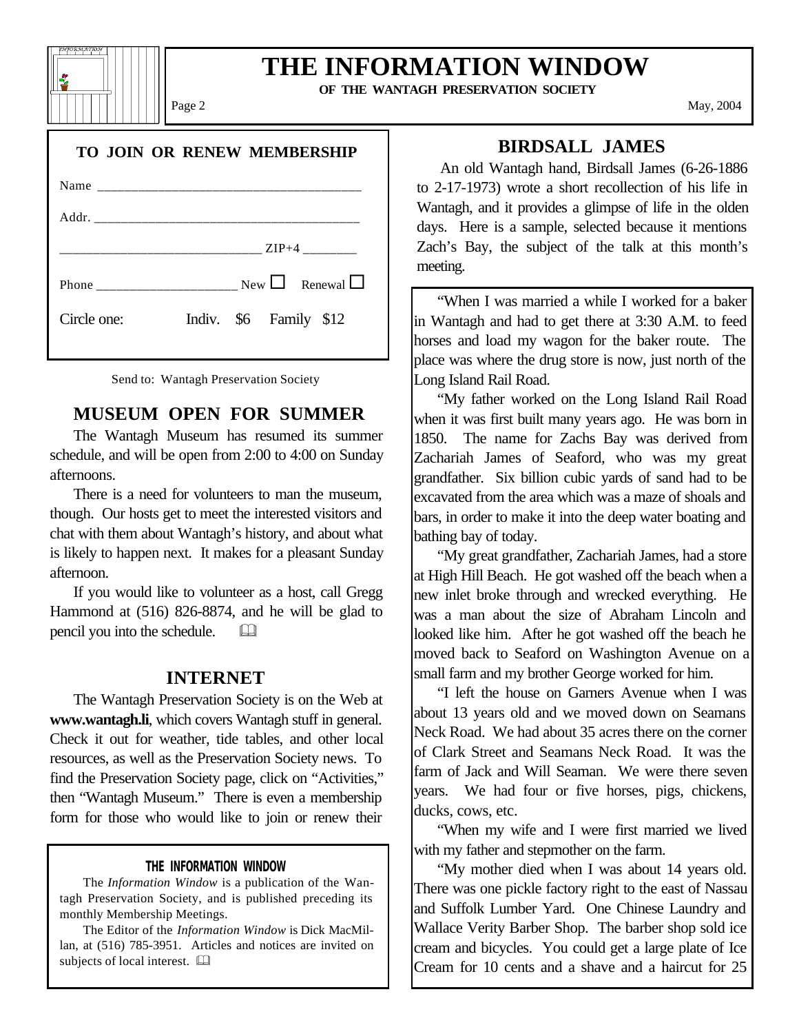# THE INFORMATION WINDOW

**OF THE WANTAGH PRESERVATION SOCIETY**

May, 2004

**TO JOIN OR RENEW MEMBERSHIP**

Name ______________________________________

Addr. ______________________________________

______________________________ ZIP+4 ________

Phone _____________________ New ☐ Renewal ☐

Circle one: Indiv. $6 Family $12

Send to: Wantagh Preservation Society

## MUSEUM OPEN FOR SUMMER

The Wantagh Museum has resumed its summer schedule, and will be open from 2:00 to 4:00 on Sunday afternoons.

There is a need for volunteers to man the museum, though. Our hosts get to meet the interested visitors and chat with them about Wantagh's history, and about what is likely to happen next. It makes for a pleasant Sunday afternoon.

If you would like to volunteer as a host, call Gregg Hammond at (516) 826-8874, and he will be glad to pencil you into the schedule. 🕮

## INTERNET

The Wantagh Preservation Society is on the Web at **www.wantagh.li**, which covers Wantagh stuff in general. Check it out for weather, tide tables, and other local resources, as well as the Preservation Society news. To find the Preservation Society page, click on "Activities," then "Wantagh Museum." There is even a membership form for those who would like to join or renew their

**THE INFORMATION WINDOW**

The *Information Window* is a publication of the Wantagh Preservation Society, and is published preceding its monthly Membership Meetings.

The Editor of the *Information Window* is Dick MacMillan, at (516) 785-3951. Articles and notices are invited on subjects of local interest. 🕮

## BIRDSALL JAMES

An old Wantagh hand, Birdsall James (6-26-1886 to 2-17-1973) wrote a short recollection of his life in Wantagh, and it provides a glimpse of life in the olden days. Here is a sample, selected because it mentions Zach's Bay, the subject of the talk at this month's meeting.

"When I was married a while I worked for a baker in Wantagh and had to get there at 3:30 A.M. to feed horses and load my wagon for the baker route. The place was where the drug store is now, just north of the Long Island Rail Road.

"My father worked on the Long Island Rail Road when it was first built many years ago. He was born in 1850. The name for Zachs Bay was derived from Zachariah James of Seaford, who was my great grandfather. Six billion cubic yards of sand had to be excavated from the area which was a maze of shoals and bars, in order to make it into the deep water boating and bathing bay of today.

"My great grandfather, Zachariah James, had a store at High Hill Beach. He got washed off the beach when a new inlet broke through and wrecked everything. He was a man about the size of Abraham Lincoln and looked like him. After he got washed off the beach he moved back to Seaford on Washington Avenue on a small farm and my brother George worked for him.

"I left the house on Garners Avenue when I was about 13 years old and we moved down on Seamans Neck Road. We had about 35 acres there on the corner of Clark Street and Seamans Neck Road. It was the farm of Jack and Will Seaman. We were there seven years. We had four or five horses, pigs, chickens, ducks, cows, etc.

"When my wife and I were first married we lived with my father and stepmother on the farm.

"My mother died when I was about 14 years old. There was one pickle factory right to the east of Nassau and Suffolk Lumber Yard. One Chinese Laundry and Wallace Verity Barber Shop. The barber shop sold ice cream and bicycles. You could get a large plate of Ice Cream for 10 cents and a shave and a haircut for 25